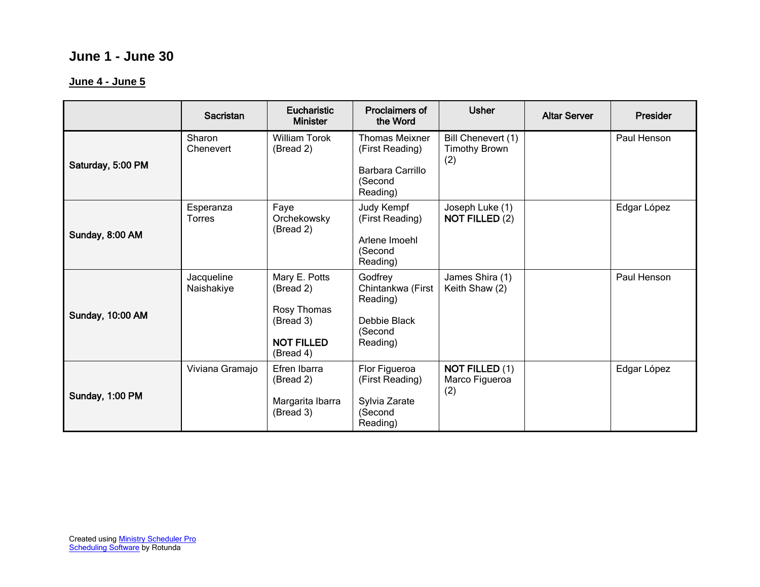## June 1 - June 30

### June 4 - June 5

| | Sacristan | Eucharistic Minister | Proclaimers of the Word | Usher | Altar Server | Presider |
|---|---|---|---|---|---|---|
| **Saturday, 5:00 PM** | Sharon Chenevert | William Torok (Bread 2) | Thomas Meixner (First Reading)<br><br>Barbara Carrillo (Second Reading) | Bill Chenevert (1)<br>Timothy Brown (2) | | Paul Henson |
| **Sunday, 8:00 AM** | Esperanza Torres | Faye Orchekowsky (Bread 2) | Judy Kempf (First Reading)<br><br>Arlene Imoehl (Second Reading) | Joseph Luke (1)<br>**NOT FILLED** (2) | | Edgar López |
| **Sunday, 10:00 AM** | Jacqueline Naishakiye | Mary E. Potts (Bread 2)<br><br>Rosy Thomas (Bread 3)<br><br>**NOT FILLED** (Bread 4) | Godfrey Chintankwa (First Reading)<br><br>Debbie Black (Second Reading) | James Shira (1)<br>Keith Shaw (2) | | Paul Henson |
| **Sunday, 1:00 PM** | Viviana Gramajo | Efren Ibarra (Bread 2)<br><br>Margarita Ibarra (Bread 3) | Flor Figueroa (First Reading)<br><br>Sylvia Zarate (Second Reading) | **NOT FILLED** (1)<br>Marco Figueroa (2) | | Edgar López |

Created using Ministry Scheduler Pro Scheduling Software by Rotunda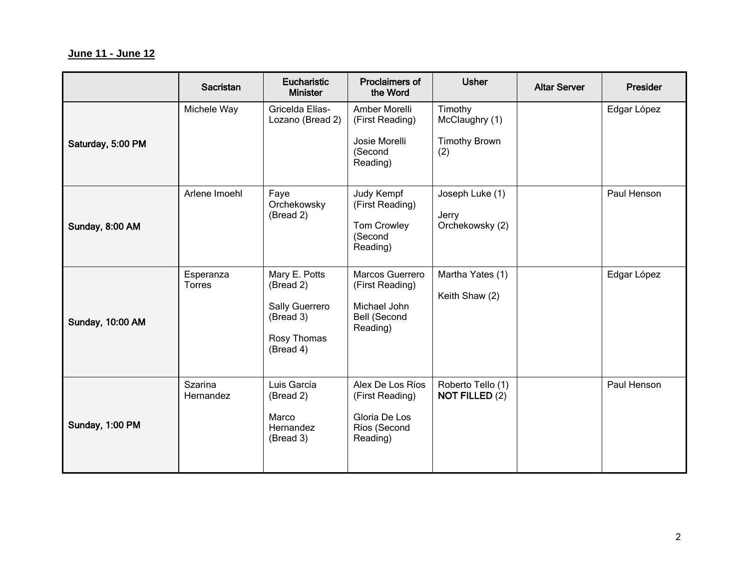**June 11 - June 12**

| | Sacristan | Eucharistic Minister | Proclaimers of the Word | Usher | Altar Server | Presider |
|---|---|---|---|---|---|---|
| **Saturday, 5:00 PM** | Michele Way | Gricelda Elías-Lozano (Bread 2) | Amber Morelli (First Reading)<br><br>Josie Morelli (Second Reading) | Timothy McClaughry (1)<br><br>Timothy Brown (2) | | Edgar López |
| **Sunday, 8:00 AM** | Arlene Imoehl | Faye Orchekowsky (Bread 2) | Judy Kempf (First Reading)<br><br>Tom Crowley (Second Reading) | Joseph Luke (1)<br><br>Jerry Orchekowsky (2) | | Paul Henson |
| **Sunday, 10:00 AM** | Esperanza Torres | Mary E. Potts (Bread 2)<br><br>Sally Guerrero (Bread 3)<br><br>Rosy Thomas (Bread 4) | Marcos Guerrero (First Reading)<br><br>Michael John Bell (Second Reading) | Martha Yates (1)<br><br>Keith Shaw (2) | | Edgar López |
| **Sunday, 1:00 PM** | Szarina Hernandez | Luis García (Bread 2)<br><br>Marco Hernandez (Bread 3) | Alex De Los Ríos (First Reading)<br><br>Gloria De Los Ríos (Second Reading) | Roberto Tello (1)<br>**NOT FILLED** (2) | | Paul Henson |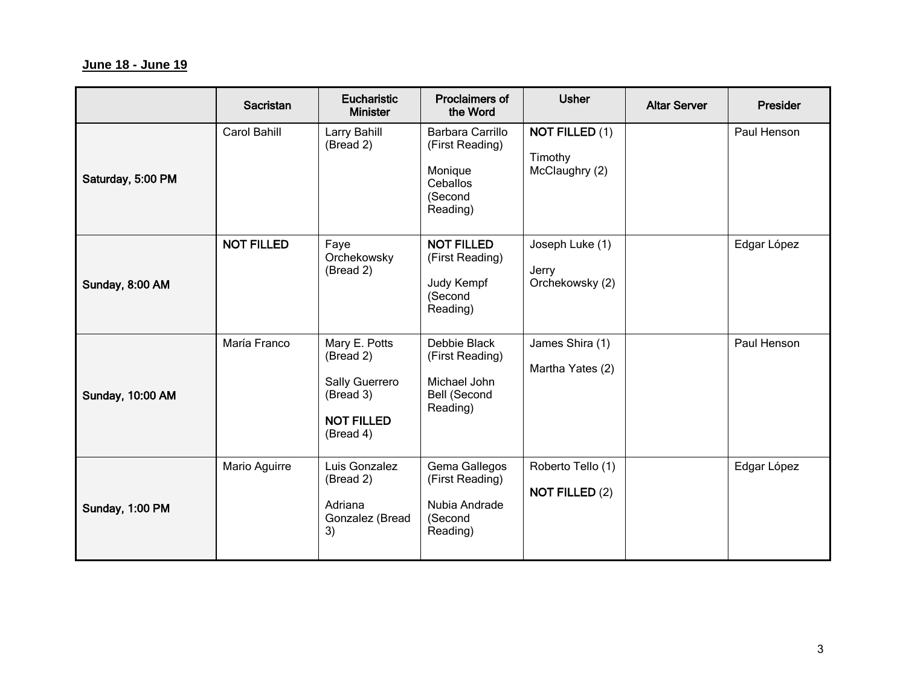**June 18 - June 19**

| | Sacristan | Eucharistic Minister | Proclaimers of the Word | Usher | Altar Server | Presider |
|---|---|---|---|---|---|---|
| **Saturday, 5:00 PM** | Carol Bahill | Larry Bahill (Bread 2) | Barbara Carrillo (First Reading)<br><br>Monique Ceballos (Second Reading) | **NOT FILLED** (1)<br><br>Timothy McClaughry (2) | | Paul Henson |
| **Sunday, 8:00 AM** | **NOT FILLED** | Faye Orchekowsky (Bread 2) | **NOT FILLED** (First Reading)<br><br>Judy Kempf (Second Reading) | Joseph Luke (1)<br><br>Jerry Orchekowsky (2) | | Edgar López |
| **Sunday, 10:00 AM** | María Franco | Mary E. Potts (Bread 2)<br><br>Sally Guerrero (Bread 3)<br><br>**NOT FILLED** (Bread 4) | Debbie Black (First Reading)<br><br>Michael John Bell (Second Reading) | James Shira (1)<br><br>Martha Yates (2) | | Paul Henson |
| **Sunday, 1:00 PM** | Mario Aguirre | Luis Gonzalez (Bread 2)<br><br>Adriana Gonzalez (Bread 3) | Gema Gallegos (First Reading)<br><br>Nubia Andrade (Second Reading) | Roberto Tello (1)<br><br>**NOT FILLED** (2) | | Edgar López |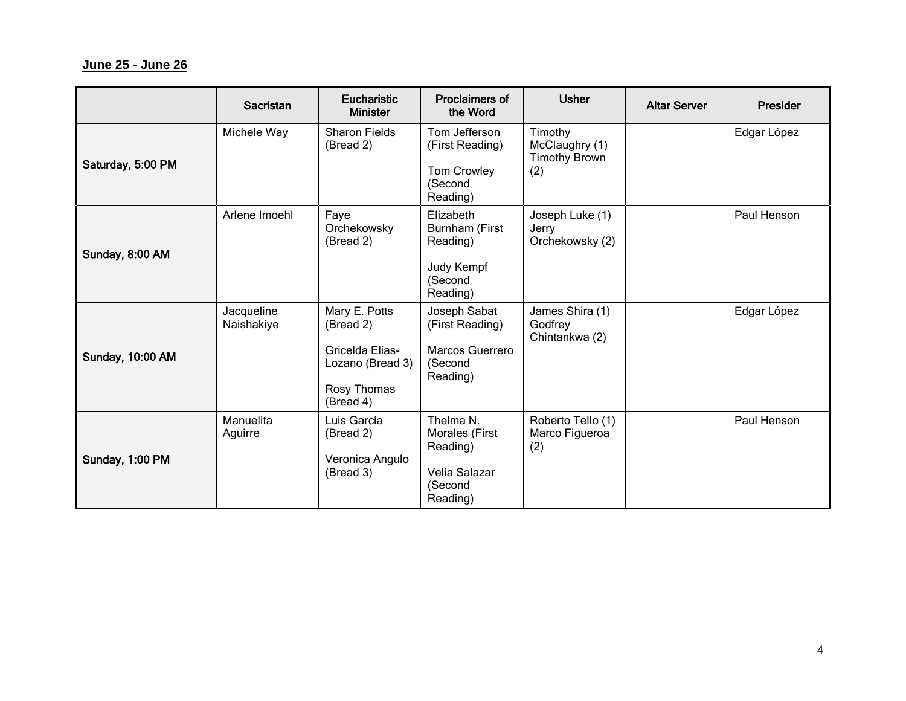**June 25 - June 26**

| | Sacristan | Eucharistic Minister | Proclaimers of the Word | Usher | Altar Server | Presider |
|---|---|---|---|---|---|---|
| Saturday, 5:00 PM | Michele Way | Sharon Fields (Bread 2) | Tom Jefferson (First Reading)<br><br>Tom Crowley (Second Reading) | Timothy McClaughry (1)<br>Timothy Brown (2) | | Edgar López |
| Sunday, 8:00 AM | Arlene Imoehl | Faye Orchekowsky (Bread 2) | Elizabeth Burnham (First Reading)<br><br>Judy Kempf (Second Reading) | Joseph Luke (1)<br>Jerry Orchekowsky (2) | | Paul Henson |
| Sunday, 10:00 AM | Jacqueline Naishakiye | Mary E. Potts (Bread 2)<br><br>Gricelda Elías-Lozano (Bread 3)<br><br>Rosy Thomas (Bread 4) | Joseph Sabat (First Reading)<br><br>Marcos Guerrero (Second Reading) | James Shira (1)<br>Godfrey Chintankwa (2) | | Edgar López |
| Sunday, 1:00 PM | Manuelita Aguirre | Luis García (Bread 2)<br><br>Veronica Angulo (Bread 3) | Thelma N. Morales (First Reading)<br><br>Velia Salazar (Second Reading) | Roberto Tello (1)<br>Marco Figueroa (2) | | Paul Henson |